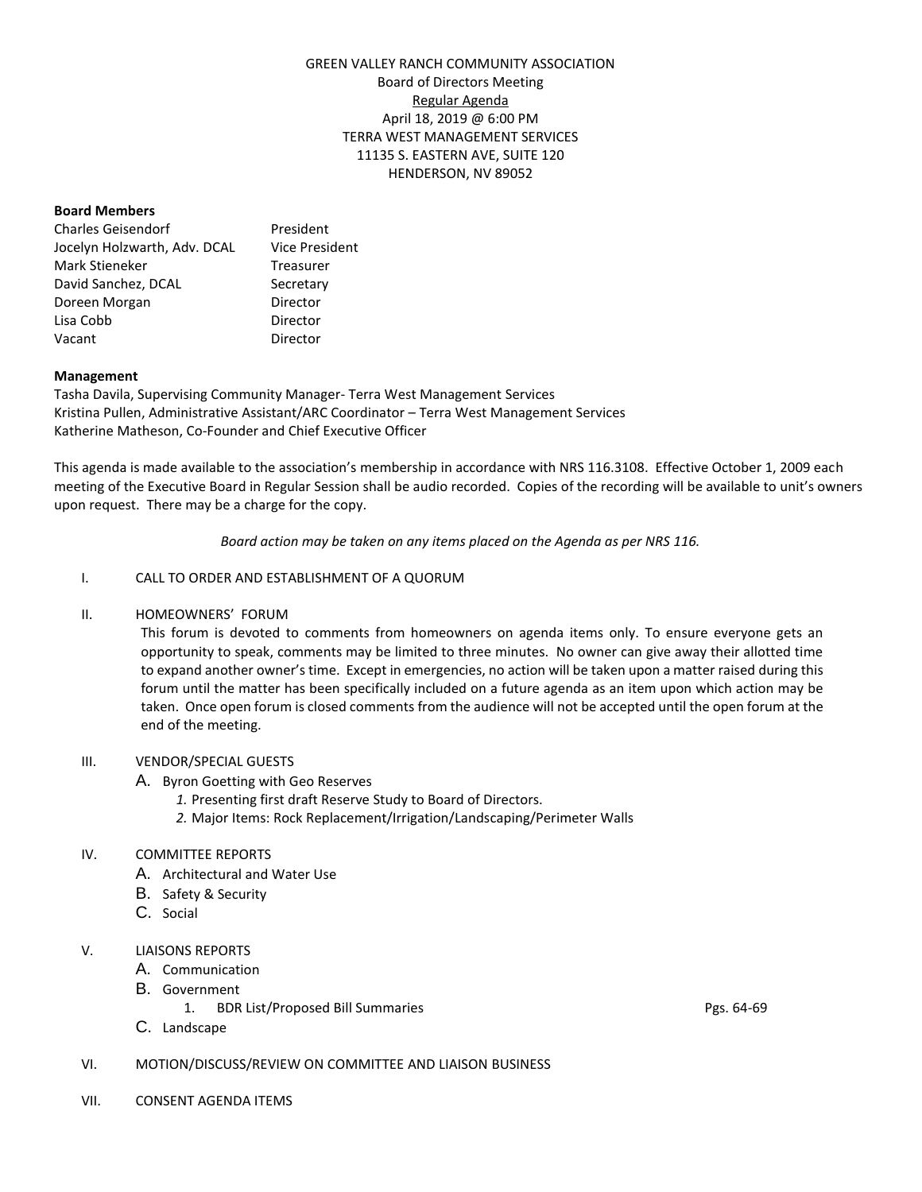GREEN VALLEY RANCH COMMUNITY ASSOCIATION
Board of Directors Meeting
<u>Regular Agenda</u>
April 18, 2019 @ 6:00 PM
TERRA WEST MANAGEMENT SERVICES
11135 S. EASTERN AVE, SUITE 120
HENDERSON, NV 89052

**Board Members**

| | |
|---|---|
| Charles Geisendorf | President |
| Jocelyn Holzwarth, Adv. DCAL | Vice President |
| Mark Stieneker | Treasurer |
| David Sanchez, DCAL | Secretary |
| Doreen Morgan | Director |
| Lisa Cobb | Director |
| Vacant | Director |

**Management**

Tasha Davila, Supervising Community Manager- Terra West Management Services
Kristina Pullen, Administrative Assistant/ARC Coordinator – Terra West Management Services
Katherine Matheson, Co-Founder and Chief Executive Officer

This agenda is made available to the association's membership in accordance with NRS 116.3108. Effective October 1, 2009 each meeting of the Executive Board in Regular Session shall be audio recorded. Copies of the recording will be available to unit's owners upon request. There may be a charge for the copy.

*Board action may be taken on any items placed on the Agenda as per NRS 116.*

I. CALL TO ORDER AND ESTABLISHMENT OF A QUORUM

II. HOMEOWNERS' FORUM

This forum is devoted to comments from homeowners on agenda items only. To ensure everyone gets an opportunity to speak, comments may be limited to three minutes. No owner can give away their allotted time to expand another owner's time. Except in emergencies, no action will be taken upon a matter raised during this forum until the matter has been specifically included on a future agenda as an item upon which action may be taken. Once open forum is closed comments from the audience will not be accepted until the open forum at the end of the meeting.

III. VENDOR/SPECIAL GUESTS
- A. Byron Goetting with Geo Reserves
  - *1.* Presenting first draft Reserve Study to Board of Directors.
  - *2.* Major Items: Rock Replacement/Irrigation/Landscaping/Perimeter Walls

IV. COMMITTEE REPORTS
- A. Architectural and Water Use
- B. Safety & Security
- C. Social

V. LIAISONS REPORTS
- A. Communication
- B. Government
  - 1. BDR List/Proposed Bill Summaries — Pgs. 64-69
- C. Landscape

VI. MOTION/DISCUSS/REVIEW ON COMMITTEE AND LIAISON BUSINESS

VII. CONSENT AGENDA ITEMS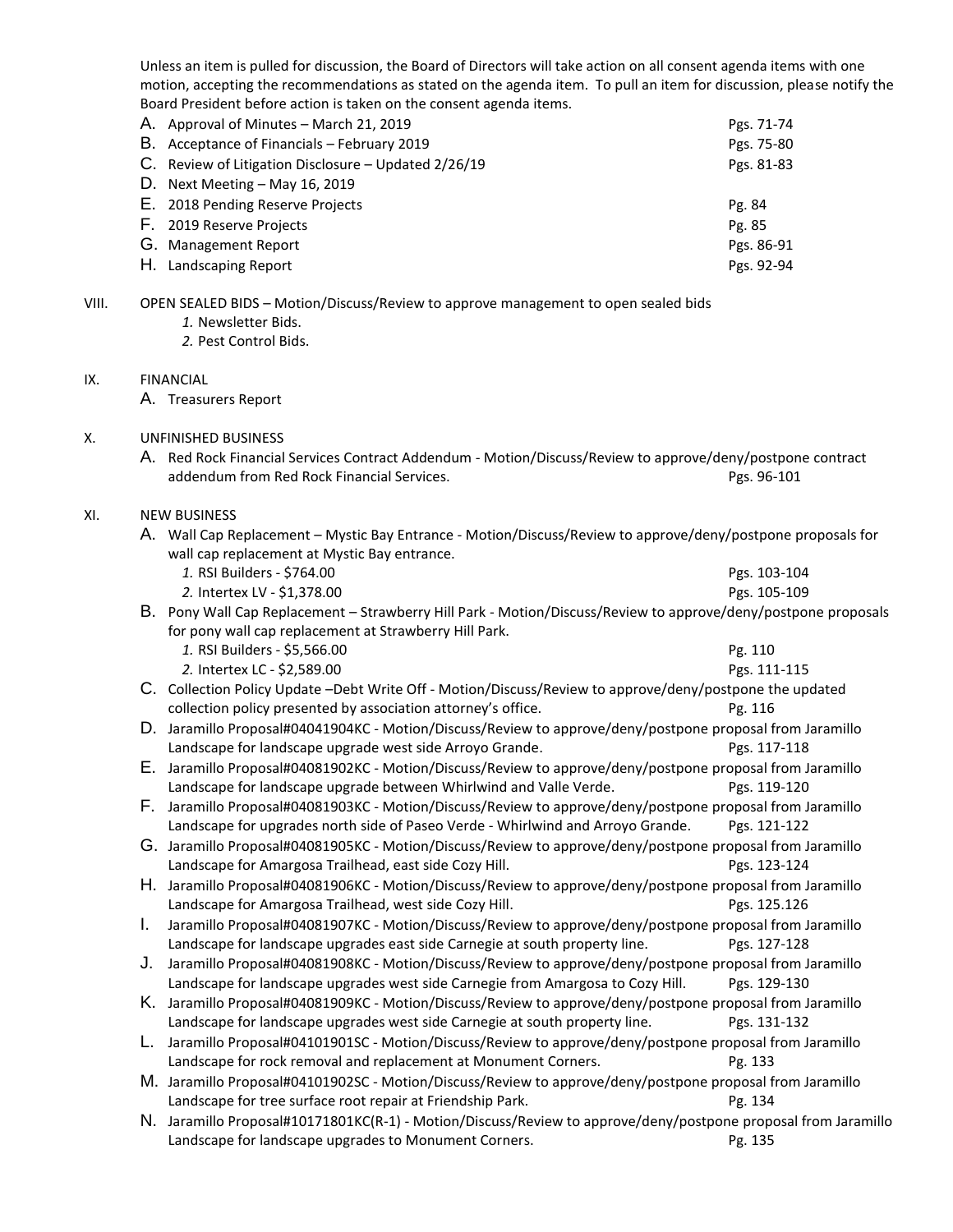Unless an item is pulled for discussion, the Board of Directors will take action on all consent agenda items with one motion, accepting the recommendations as stated on the agenda item. To pull an item for discussion, please notify the Board President before action is taken on the consent agenda items.

A. Approval of Minutes – March 21, 2019 Pgs. 71-74
B. Acceptance of Financials – February 2019 Pgs. 75-80
C. Review of Litigation Disclosure – Updated 2/26/19 Pgs. 81-83
D. Next Meeting – May 16, 2019
E. 2018 Pending Reserve Projects Pg. 84
F. 2019 Reserve Projects Pg. 85
G. Management Report Pgs. 86-91
H. Landscaping Report Pgs. 92-94

VIII. OPEN SEALED BIDS – Motion/Discuss/Review to approve management to open sealed bids

*1.* Newsletter Bids.
*2.* Pest Control Bids.

IX. FINANCIAL

A. Treasurers Report

X. UNFINISHED BUSINESS

A. Red Rock Financial Services Contract Addendum - Motion/Discuss/Review to approve/deny/postpone contract addendum from Red Rock Financial Services. Pgs. 96-101

XI. NEW BUSINESS

A. Wall Cap Replacement – Mystic Bay Entrance - Motion/Discuss/Review to approve/deny/postpone proposals for wall cap replacement at Mystic Bay entrance.
   *1.* RSI Builders - $764.00 Pgs. 103-104
   *2.* Intertex LV - $1,378.00 Pgs. 105-109
B. Pony Wall Cap Replacement – Strawberry Hill Park - Motion/Discuss/Review to approve/deny/postpone proposals for pony wall cap replacement at Strawberry Hill Park.
   *1.* RSI Builders - $5,566.00 Pg. 110
   *2.* Intertex LC - $2,589.00 Pgs. 111-115
C. Collection Policy Update –Debt Write Off - Motion/Discuss/Review to approve/deny/postpone the updated collection policy presented by association attorney's office. Pg. 116
D. Jaramillo Proposal#04041904KC - Motion/Discuss/Review to approve/deny/postpone proposal from Jaramillo Landscape for landscape upgrade west side Arroyo Grande. Pgs. 117-118
E. Jaramillo Proposal#04081902KC - Motion/Discuss/Review to approve/deny/postpone proposal from Jaramillo Landscape for landscape upgrade between Whirlwind and Valle Verde. Pgs. 119-120
F. Jaramillo Proposal#04081903KC - Motion/Discuss/Review to approve/deny/postpone proposal from Jaramillo Landscape for upgrades north side of Paseo Verde - Whirlwind and Arroyo Grande. Pgs. 121-122
G. Jaramillo Proposal#04081905KC - Motion/Discuss/Review to approve/deny/postpone proposal from Jaramillo Landscape for Amargosa Trailhead, east side Cozy Hill. Pgs. 123-124
H. Jaramillo Proposal#04081906KC - Motion/Discuss/Review to approve/deny/postpone proposal from Jaramillo Landscape for Amargosa Trailhead, west side Cozy Hill. Pgs. 125.126
I. Jaramillo Proposal#04081907KC - Motion/Discuss/Review to approve/deny/postpone proposal from Jaramillo Landscape for landscape upgrades east side Carnegie at south property line. Pgs. 127-128
J. Jaramillo Proposal#04081908KC - Motion/Discuss/Review to approve/deny/postpone proposal from Jaramillo Landscape for landscape upgrades west side Carnegie from Amargosa to Cozy Hill. Pgs. 129-130
K. Jaramillo Proposal#04081909KC - Motion/Discuss/Review to approve/deny/postpone proposal from Jaramillo Landscape for landscape upgrades west side Carnegie at south property line. Pgs. 131-132
L. Jaramillo Proposal#04101901SC - Motion/Discuss/Review to approve/deny/postpone proposal from Jaramillo Landscape for rock removal and replacement at Monument Corners. Pg. 133
M. Jaramillo Proposal#04101902SC - Motion/Discuss/Review to approve/deny/postpone proposal from Jaramillo Landscape for tree surface root repair at Friendship Park. Pg. 134
N. Jaramillo Proposal#10171801KC(R-1) - Motion/Discuss/Review to approve/deny/postpone proposal from Jaramillo Landscape for landscape upgrades to Monument Corners. Pg. 135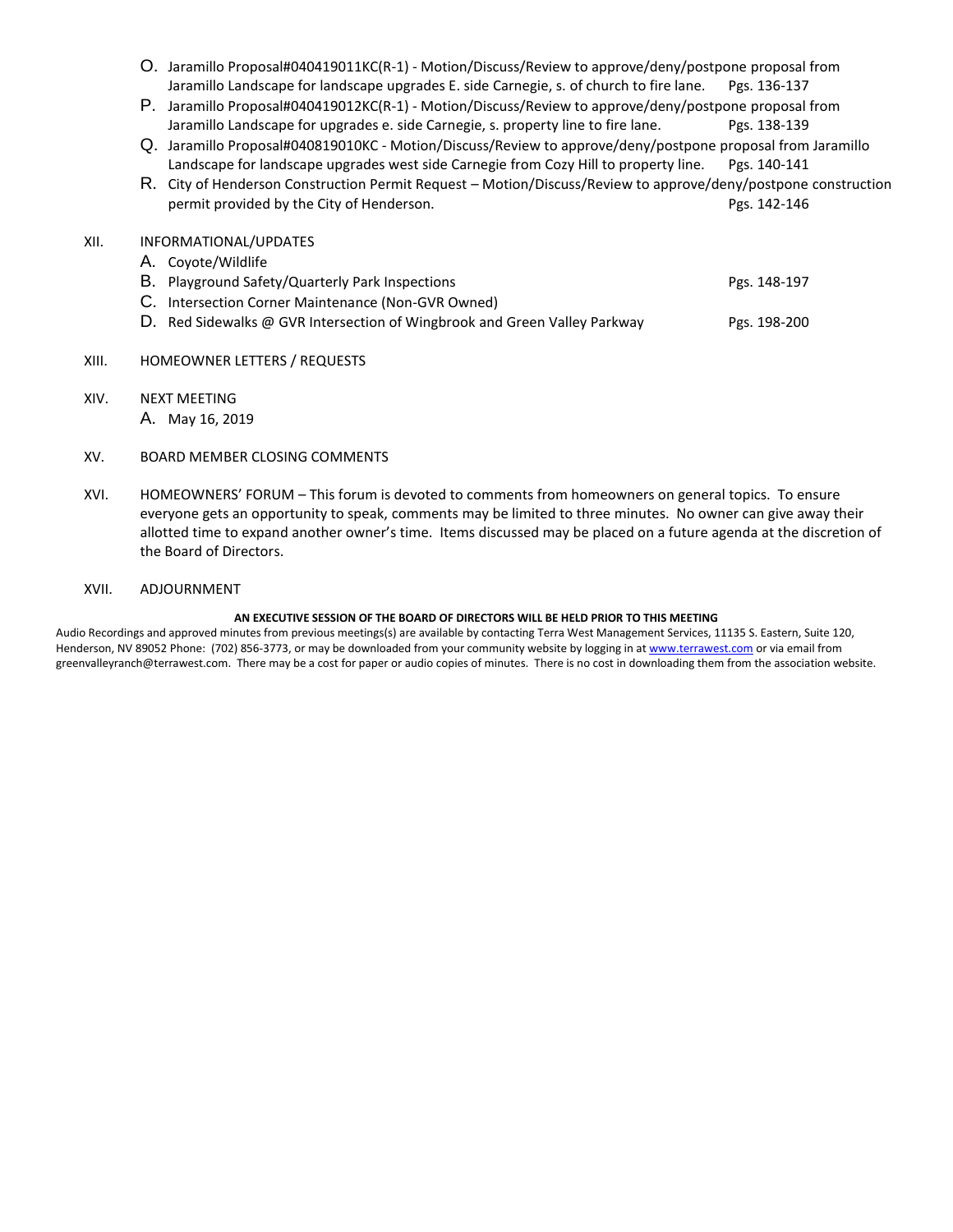O. Jaramillo Proposal#040419011KC(R-1) - Motion/Discuss/Review to approve/deny/postpone proposal from Jaramillo Landscape for landscape upgrades E. side Carnegie, s. of church to fire lane. Pgs. 136-137

P. Jaramillo Proposal#040419012KC(R-1) - Motion/Discuss/Review to approve/deny/postpone proposal from Jaramillo Landscape for upgrades e. side Carnegie, s. property line to fire lane. Pgs. 138-139

Q. Jaramillo Proposal#040819010KC - Motion/Discuss/Review to approve/deny/postpone proposal from Jaramillo Landscape for landscape upgrades west side Carnegie from Cozy Hill to property line. Pgs. 140-141

R. City of Henderson Construction Permit Request – Motion/Discuss/Review to approve/deny/postpone construction permit provided by the City of Henderson. Pgs. 142-146

XII. INFORMATIONAL/UPDATES

A. Coyote/Wildlife

B. Playground Safety/Quarterly Park Inspections Pgs. 148-197

C. Intersection Corner Maintenance (Non-GVR Owned)

D. Red Sidewalks @ GVR Intersection of Wingbrook and Green Valley Parkway Pgs. 198-200

XIII. HOMEOWNER LETTERS / REQUESTS

XIV. NEXT MEETING

A. May 16, 2019

XV. BOARD MEMBER CLOSING COMMENTS

XVI. HOMEOWNERS' FORUM – This forum is devoted to comments from homeowners on general topics. To ensure everyone gets an opportunity to speak, comments may be limited to three minutes. No owner can give away their allotted time to expand another owner's time. Items discussed may be placed on a future agenda at the discretion of the Board of Directors.

XVII. ADJOURNMENT

**AN EXECUTIVE SESSION OF THE BOARD OF DIRECTORS WILL BE HELD PRIOR TO THIS MEETING**

Audio Recordings and approved minutes from previous meetings(s) are available by contacting Terra West Management Services, 11135 S. Eastern, Suite 120, Henderson, NV 89052 Phone: (702) 856-3773, or may be downloaded from your community website by logging in at www.terrawest.com or via email from greenvalleyranch@terrawest.com. There may be a cost for paper or audio copies of minutes. There is no cost in downloading them from the association website.